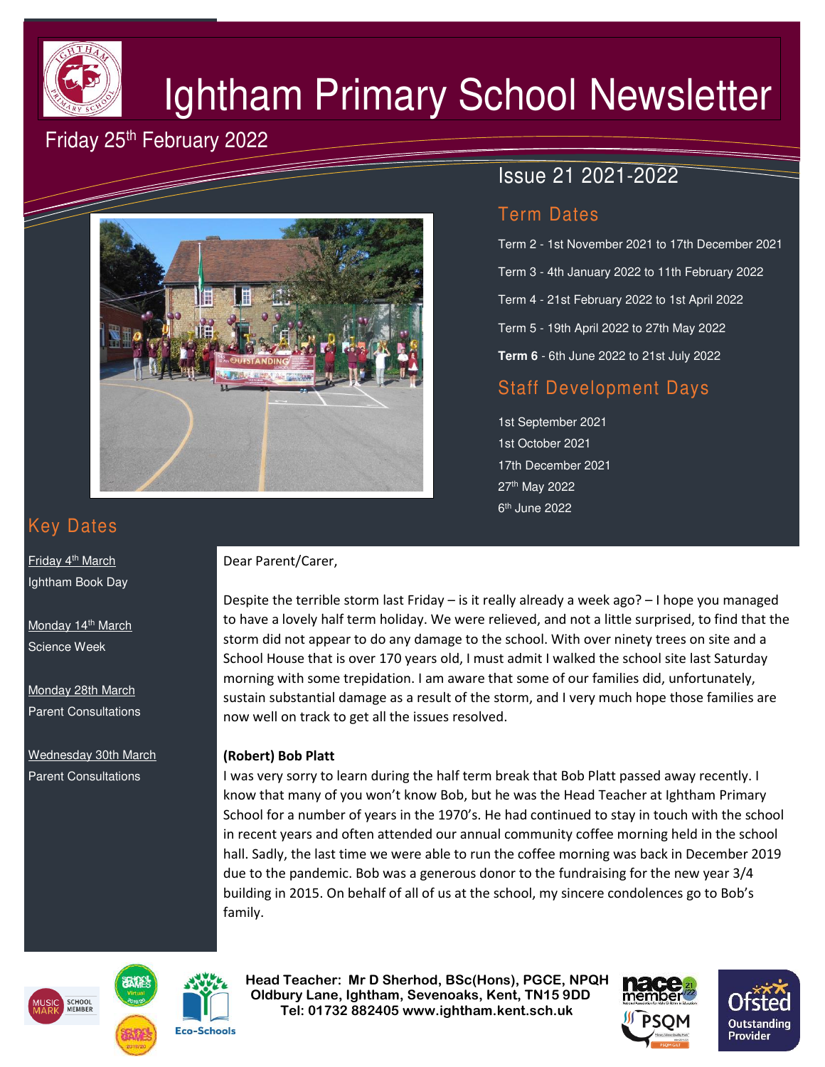# Ightham Primary School Newsletter

Friday 25th February 2022

Issue 21 2021-2022

## Term Dates

Term 2 - 1st November 2021 to 17th December 2021

Term 3 - 4th January 2022 to 11th February 2022

Term 4 - 21st February 2022 to 1st April 2022

Term 5 - 19th April 2022 to 27th May 2022

**Term 6** - 6th June 2022 to 21st July 2022

## Staff Development Days

1st September 2021
1st October 2021
17th December 2021
27th May 2022
6th June 2022

## Key Dates

Friday 4th March
Ightham Book Day

Monday 14th March
Science Week

Monday 28th March
Parent Consultations

Wednesday 30th March
Parent Consultations

Dear Parent/Carer,

Despite the terrible storm last Friday – is it really already a week ago? – I hope you managed to have a lovely half term holiday. We were relieved, and not a little surprised, to find that the storm did not appear to do any damage to the school. With over ninety trees on site and a School House that is over 170 years old, I must admit I walked the school site last Saturday morning with some trepidation. I am aware that some of our families did, unfortunately, sustain substantial damage as a result of the storm, and I very much hope those families are now well on track to get all the issues resolved.

**(Robert) Bob Platt**

I was very sorry to learn during the half term break that Bob Platt passed away recently. I know that many of you won't know Bob, but he was the Head Teacher at Ightham Primary School for a number of years in the 1970's. He had continued to stay in touch with the school in recent years and often attended our annual community coffee morning held in the school hall. Sadly, the last time we were able to run the coffee morning was back in December 2019 due to the pandemic. Bob was a generous donor to the fundraising for the new year 3/4 building in 2015. On behalf of all of us at the school, my sincere condolences go to Bob's family.

**Head Teacher: Mr D Sherhod, BSc(Hons), PGCE, NPQH**
**Oldbury Lane, Ightham, Sevenoaks, Kent, TN15 9DD**
**Tel: 01732 882405 www.ightham.kent.sch.uk**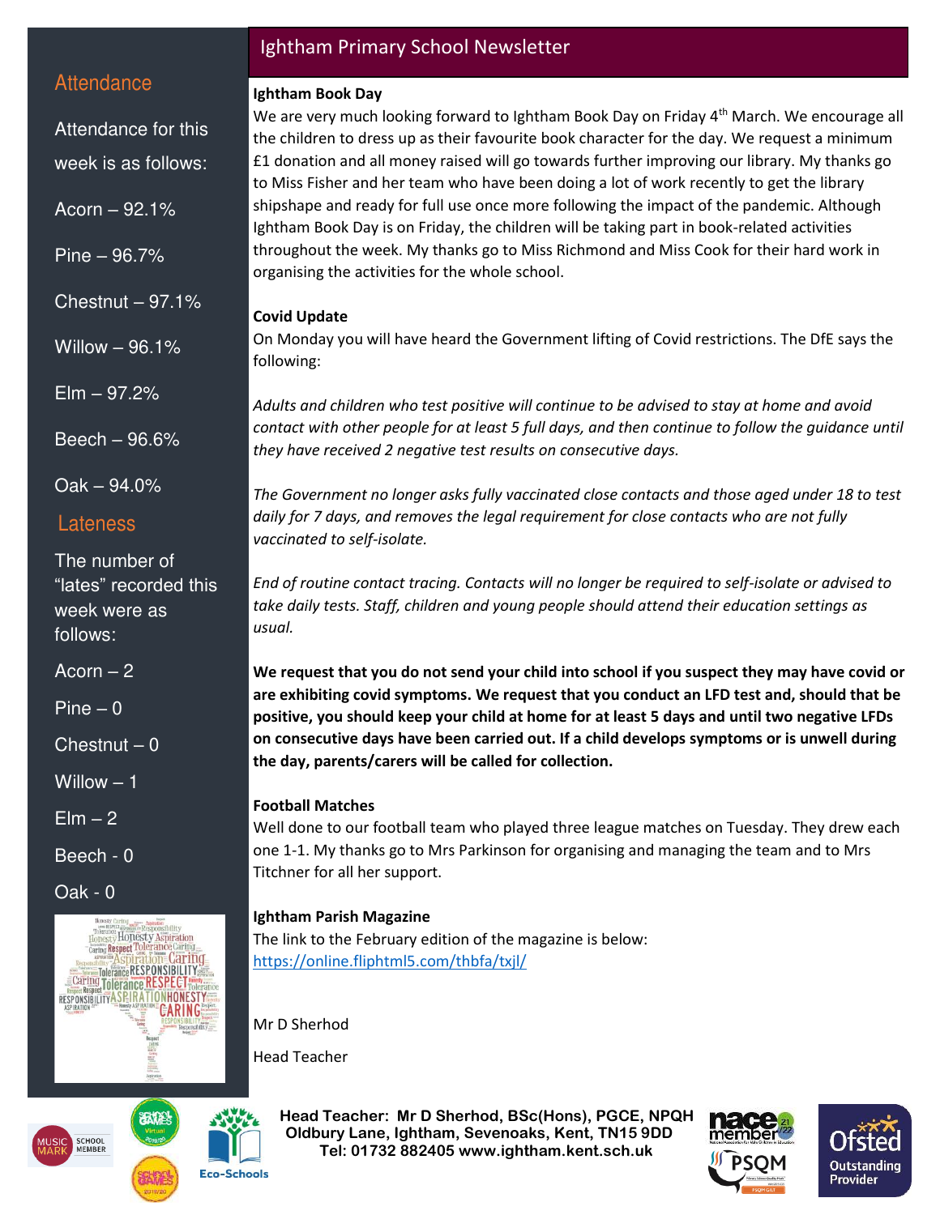# Ightham Primary School Newsletter

## Attendance

Attendance for this week is as follows:

Acorn – 92.1%

Pine – 96.7%

Chestnut – 97.1%

Willow – 96.1%

Elm – 97.2%

Beech – 96.6%

Oak – 94.0%

## Lateness

The number of "lates" recorded this week were as follows:

Acorn – 2

Pine – 0

Chestnut – 0

Willow – 1

Elm – 2

Beech - 0

Oak - 0

**Ightham Book Day**

We are very much looking forward to Ightham Book Day on Friday 4th March. We encourage all the children to dress up as their favourite book character for the day. We request a minimum £1 donation and all money raised will go towards further improving our library. My thanks go to Miss Fisher and her team who have been doing a lot of work recently to get the library shipshape and ready for full use once more following the impact of the pandemic. Although Ightham Book Day is on Friday, the children will be taking part in book-related activities throughout the week. My thanks go to Miss Richmond and Miss Cook for their hard work in organising the activities for the whole school.

**Covid Update**

On Monday you will have heard the Government lifting of Covid restrictions. The DfE says the following:

*Adults and children who test positive will continue to be advised to stay at home and avoid contact with other people for at least 5 full days, and then continue to follow the guidance until they have received 2 negative test results on consecutive days.*

*The Government no longer asks fully vaccinated close contacts and those aged under 18 to test daily for 7 days, and removes the legal requirement for close contacts who are not fully vaccinated to self-isolate.*

*End of routine contact tracing. Contacts will no longer be required to self-isolate or advised to take daily tests. Staff, children and young people should attend their education settings as usual.*

**We request that you do not send your child into school if you suspect they may have covid or are exhibiting covid symptoms. We request that you conduct an LFD test and, should that be positive, you should keep your child at home for at least 5 days and until two negative LFDs on consecutive days have been carried out. If a child develops symptoms or is unwell during the day, parents/carers will be called for collection.**

**Football Matches**

Well done to our football team who played three league matches on Tuesday. They drew each one 1-1. My thanks go to Mrs Parkinson for organising and managing the team and to Mrs Titchner for all her support.

**Ightham Parish Magazine**

The link to the February edition of the magazine is below:
https://online.fliphtml5.com/thbfa/txjl/

Mr D Sherhod

Head Teacher

**Head Teacher: Mr D Sherhod, BSc(Hons), PGCE, NPQH**
**Oldbury Lane, Ightham, Sevenoaks, Kent, TN15 9DD**
**Tel: 01732 882405 www.ightham.kent.sch.uk**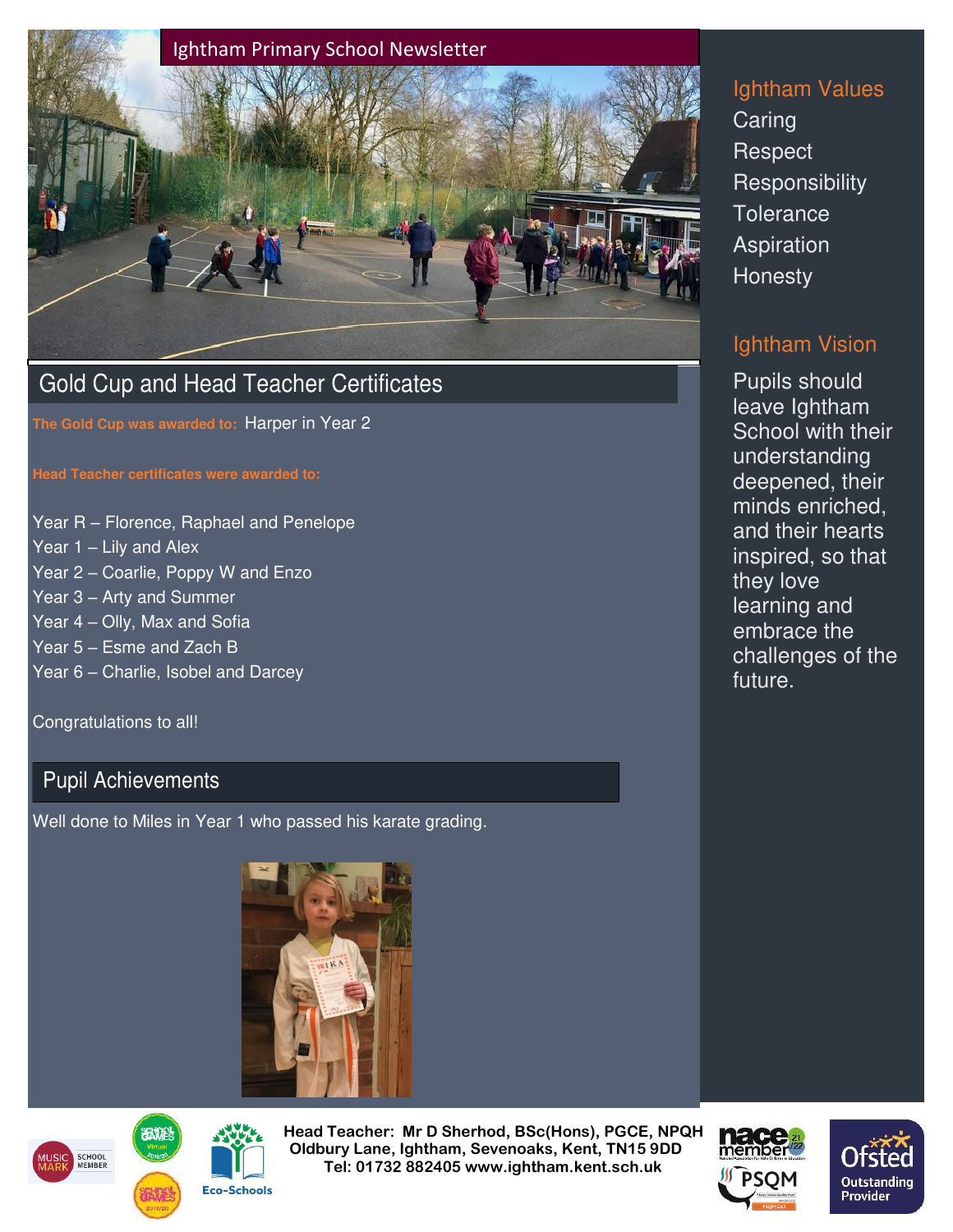Ightham Primary School Newsletter

## Gold Cup and Head Teacher Certificates

**The Gold Cup was awarded to:** Harper in Year 2

**Head Teacher certificates were awarded to:**

Year R – Florence, Raphael and Penelope
Year 1 – Lily and Alex
Year 2 – Coarlie, Poppy W and Enzo
Year 3 – Arty and Summer
Year 4 – Olly, Max and Sofia
Year 5 – Esme and Zach B
Year 6 – Charlie, Isobel and Darcey

Congratulations to all!

## Pupil Achievements

Well done to Miles in Year 1 who passed his karate grading.

## Ightham Values

Caring
Respect
Responsibility
Tolerance
Aspiration
Honesty

## Ightham Vision

Pupils should leave Ightham School with their understanding deepened, their minds enriched, and their hearts inspired, so that they love learning and embrace the challenges of the future.

**Head Teacher: Mr D Sherhod, BSc(Hons), PGCE, NPQH**
**Oldbury Lane, Ightham, Sevenoaks, Kent, TN15 9DD**
**Tel: 01732 882405 www.ightham.kent.sch.uk**